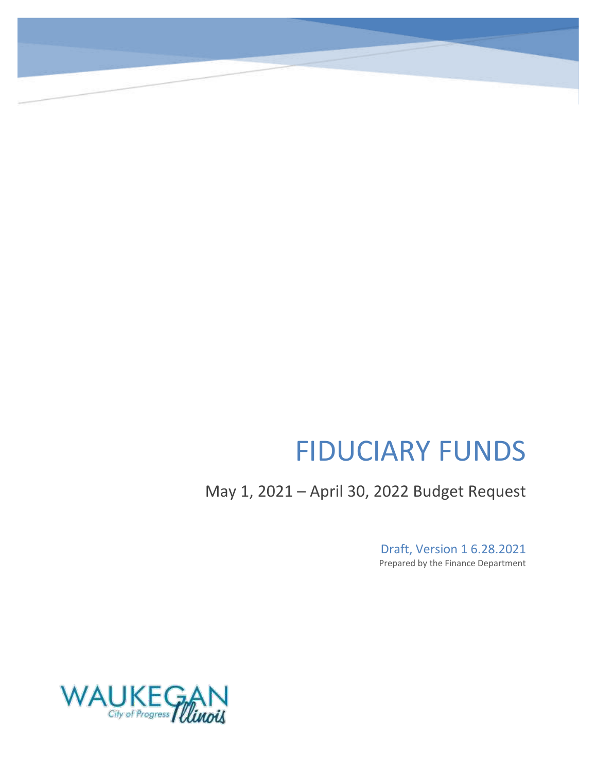# FIDUCIARY FUNDS

May 1, 2021 – April 30, 2022 Budget Request

Draft, Version 1 6.28.2021

Prepared by the Finance Department

WAUKEGAN
City of Progress Illinois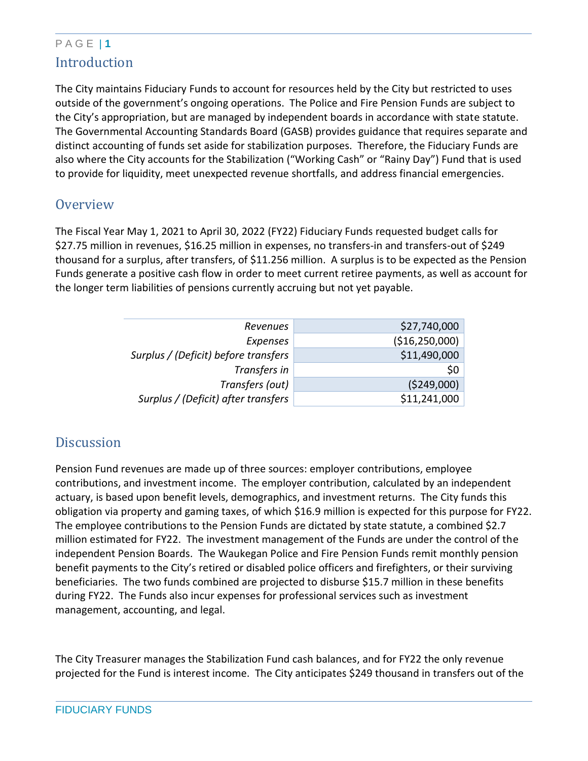## Introduction

The City maintains Fiduciary Funds to account for resources held by the City but restricted to uses outside of the government's ongoing operations. The Police and Fire Pension Funds are subject to the City's appropriation, but are managed by independent boards in accordance with state statute. The Governmental Accounting Standards Board (GASB) provides guidance that requires separate and distinct accounting of funds set aside for stabilization purposes. Therefore, the Fiduciary Funds are also where the City accounts for the Stabilization ("Working Cash" or "Rainy Day") Fund that is used to provide for liquidity, meet unexpected revenue shortfalls, and address financial emergencies.

## Overview

The Fiscal Year May 1, 2021 to April 30, 2022 (FY22) Fiduciary Funds requested budget calls for $27.75 million in revenues, $16.25 million in expenses, no transfers-in and transfers-out of $249 thousand for a surplus, after transfers, of $11.256 million. A surplus is to be expected as the Pension Funds generate a positive cash flow in order to meet current retiree payments, as well as account for the longer term liabilities of pensions currently accruing but not yet payable.

| | |
|---|---|
| *Revenues* | $27,740,000 |
| *Expenses* | ($16,250,000) |
| *Surplus / (Deficit) before transfers* | $11,490,000 |
| *Transfers in* | $0 |
| *Transfers (out)* | ($249,000) |
| *Surplus / (Deficit) after transfers* | $11,241,000 |

## Discussion

Pension Fund revenues are made up of three sources: employer contributions, employee contributions, and investment income. The employer contribution, calculated by an independent actuary, is based upon benefit levels, demographics, and investment returns. The City funds this obligation via property and gaming taxes, of which $16.9 million is expected for this purpose for FY22. The employee contributions to the Pension Funds are dictated by state statute, a combined $2.7 million estimated for FY22. The investment management of the Funds are under the control of the independent Pension Boards. The Waukegan Police and Fire Pension Funds remit monthly pension benefit payments to the City's retired or disabled police officers and firefighters, or their surviving beneficiaries. The two funds combined are projected to disburse $15.7 million in these benefits during FY22. The Funds also incur expenses for professional services such as investment management, accounting, and legal.

The City Treasurer manages the Stabilization Fund cash balances, and for FY22 the only revenue projected for the Fund is interest income. The City anticipates $249 thousand in transfers out of the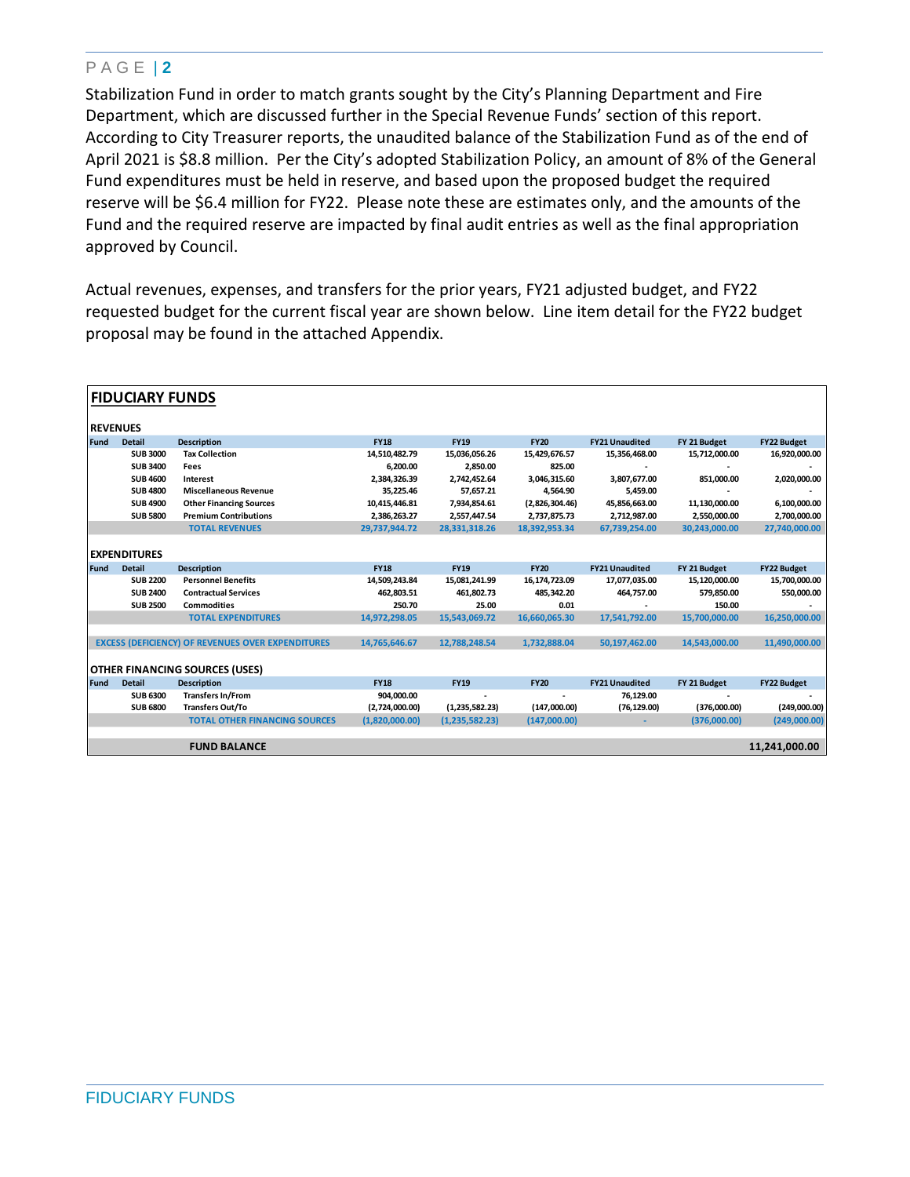Stabilization Fund in order to match grants sought by the City's Planning Department and Fire Department, which are discussed further in the Special Revenue Funds' section of this report. According to City Treasurer reports, the unaudited balance of the Stabilization Fund as of the end of April 2021 is $8.8 million. Per the City's adopted Stabilization Policy, an amount of 8% of the General Fund expenditures must be held in reserve, and based upon the proposed budget the required reserve will be $6.4 million for FY22. Please note these are estimates only, and the amounts of the Fund and the required reserve are impacted by final audit entries as well as the final appropriation approved by Council.

Actual revenues, expenses, and transfers for the prior years, FY21 adjusted budget, and FY22 requested budget for the current fiscal year are shown below. Line item detail for the FY22 budget proposal may be found in the attached Appendix.

## FIDUCIARY FUNDS

**REVENUES**

| Fund | Detail | Description | FY18 | FY19 | FY20 | FY21 Unaudited | FY 21 Budget | FY22 Budget |
|---|---|---|---|---|---|---|---|---|
| | SUB 3000 | Tax Collection | 14,510,482.79 | 15,036,056.26 | 15,429,676.57 | 15,356,468.00 | 15,712,000.00 | 16,920,000.00 |
| | SUB 3400 | Fees | 6,200.00 | 2,850.00 | 825.00 | - | - | - |
| | SUB 4600 | Interest | 2,384,326.39 | 2,742,452.64 | 3,046,315.60 | 3,807,677.00 | 851,000.00 | 2,020,000.00 |
| | SUB 4800 | Miscellaneous Revenue | 35,225.46 | 57,657.21 | 4,564.90 | 5,459.00 | - | - |
| | SUB 4900 | Other Financing Sources | 10,415,446.81 | 7,934,854.61 | (2,826,304.46) | 45,856,663.00 | 11,130,000.00 | 6,100,000.00 |
| | SUB 5800 | Premium Contributions | 2,386,263.27 | 2,557,447.54 | 2,737,875.73 | 2,712,987.00 | 2,550,000.00 | 2,700,000.00 |
| | | TOTAL REVENUES | 29,737,944.72 | 28,331,318.26 | 18,392,953.34 | 67,739,254.00 | 30,243,000.00 | 27,740,000.00 |

**EXPENDITURES**

| Fund | Detail | Description | FY18 | FY19 | FY20 | FY21 Unaudited | FY 21 Budget | FY22 Budget |
|---|---|---|---|---|---|---|---|---|
| | SUB 2200 | Personnel Benefits | 14,509,243.84 | 15,081,241.99 | 16,174,723.09 | 17,077,035.00 | 15,120,000.00 | 15,700,000.00 |
| | SUB 2400 | Contractual Services | 462,803.51 | 461,802.73 | 485,342.20 | 464,757.00 | 579,850.00 | 550,000.00 |
| | SUB 2500 | Commodities | 250.70 | 25.00 | 0.01 | - | 150.00 | - |
| | | TOTAL EXPENDITURES | 14,972,298.05 | 15,543,069.72 | 16,660,065.30 | 17,541,792.00 | 15,700,000.00 | 16,250,000.00 |
| | | EXCESS (DEFICIENCY) OF REVENUES OVER EXPENDITURES | 14,765,646.67 | 12,788,248.54 | 1,732,888.04 | 50,197,462.00 | 14,543,000.00 | 11,490,000.00 |

**OTHER FINANCING SOURCES (USES)**

| Fund | Detail | Description | FY18 | FY19 | FY20 | FY21 Unaudited | FY 21 Budget | FY22 Budget |
|---|---|---|---|---|---|---|---|---|
| | SUB 6300 | Transfers In/From | 904,000.00 | - | - | 76,129.00 | - | - |
| | SUB 6800 | Transfers Out/To | (2,724,000.00) | (1,235,582.23) | (147,000.00) | (76,129.00) | (376,000.00) | (249,000.00) |
| | | TOTAL OTHER FINANCING SOURCES | (1,820,000.00) | (1,235,582.23) | (147,000.00) | - | (376,000.00) | (249,000.00) |
| | | **FUND BALANCE** | | | | | | **11,241,000.00** |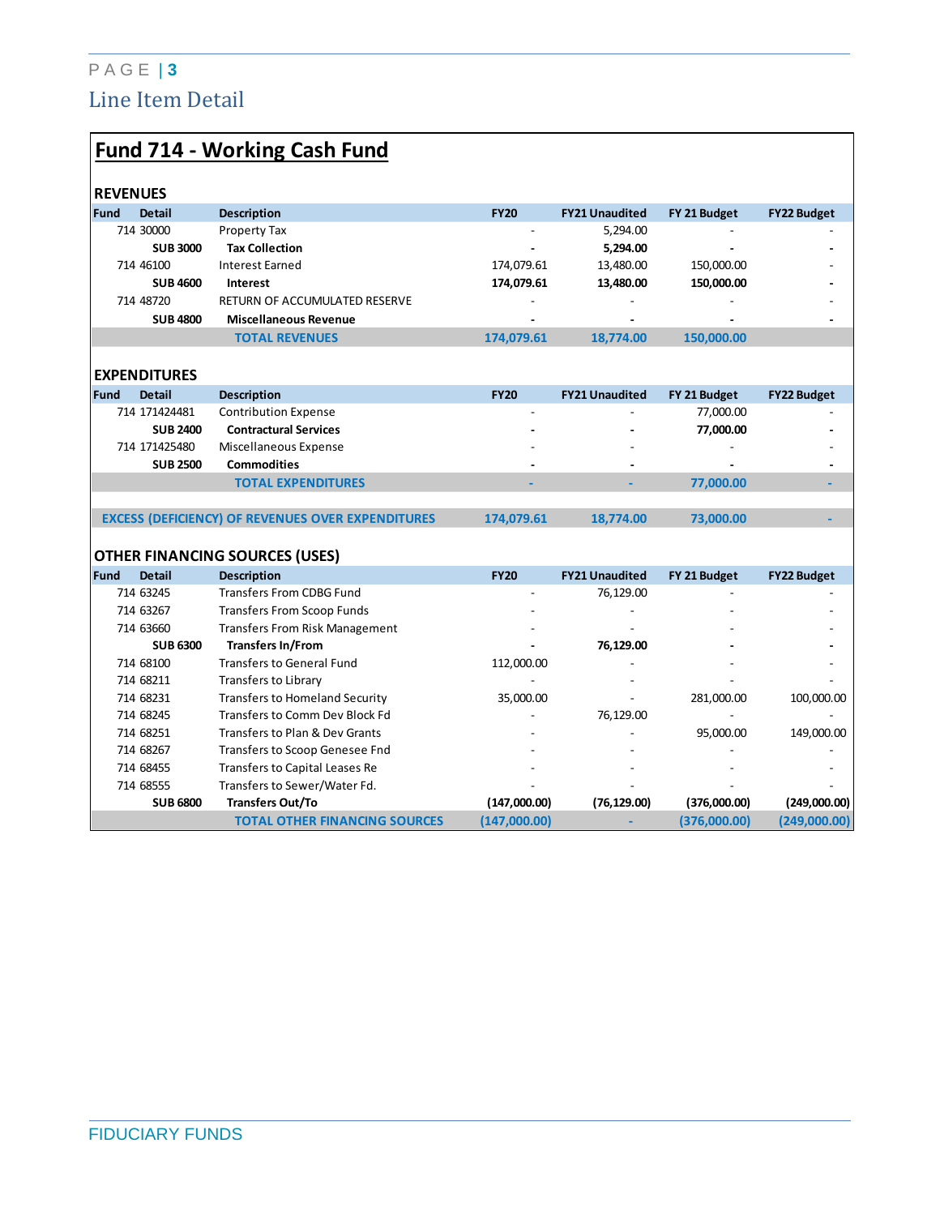## Line Item Detail

# Fund 714 - Working Cash Fund

### REVENUES

| Fund | Detail | Description | FY20 | FY21 Unaudited | FY 21 Budget | FY22 Budget |
|---|---|---|---|---|---|---|
| 714 | 30000 | Property Tax | - | 5,294.00 | - | - |
| | **SUB 3000** | **Tax Collection** | **-** | **5,294.00** | **-** | **-** |
| 714 | 46100 | Interest Earned | 174,079.61 | 13,480.00 | 150,000.00 | - |
| | **SUB 4600** | **Interest** | **174,079.61** | **13,480.00** | **150,000.00** | **-** |
| 714 | 48720 | RETURN OF ACCUMULATED RESERVE | - | - | - | - |
| | **SUB 4800** | **Miscellaneous Revenue** | **-** | **-** | **-** | **-** |
| | | **TOTAL REVENUES** | **174,079.61** | **18,774.00** | **150,000.00** | |

### EXPENDITURES

| Fund | Detail | Description | FY20 | FY21 Unaudited | FY 21 Budget | FY22 Budget |
|---|---|---|---|---|---|---|
| 714 | 171424481 | Contribution Expense | - | - | 77,000.00 | - |
| | **SUB 2400** | **Contractural Services** | **-** | **-** | **77,000.00** | **-** |
| 714 | 171425480 | Miscellaneous Expense | - | - | - | - |
| | **SUB 2500** | **Commodities** | **-** | **-** | **-** | **-** |
| | | **TOTAL EXPENDITURES** | **-** | **-** | **77,000.00** | **-** |
| | | **EXCESS (DEFICIENCY) OF REVENUES OVER EXPENDITURES** | **174,079.61** | **18,774.00** | **73,000.00** | **-** |

### OTHER FINANCING SOURCES (USES)

| Fund | Detail | Description | FY20 | FY21 Unaudited | FY 21 Budget | FY22 Budget |
|---|---|---|---|---|---|---|
| 714 | 63245 | Transfers From CDBG Fund | - | 76,129.00 | - | - |
| 714 | 63267 | Transfers From Scoop Funds | - | - | - | - |
| 714 | 63660 | Transfers From Risk Management | - | - | - | - |
| | **SUB 6300** | **Transfers In/From** | **-** | **76,129.00** | **-** | **-** |
| 714 | 68100 | Transfers to General Fund | 112,000.00 | - | - | - |
| 714 | 68211 | Transfers to Library | - | - | - | - |
| 714 | 68231 | Transfers to Homeland Security | 35,000.00 | - | 281,000.00 | 100,000.00 |
| 714 | 68245 | Transfers to Comm Dev Block Fd | - | 76,129.00 | - | - |
| 714 | 68251 | Transfers to Plan & Dev Grants | - | - | 95,000.00 | 149,000.00 |
| 714 | 68267 | Transfers to Scoop Genesee Fnd | - | - | - | - |
| 714 | 68455 | Transfers to Capital Leases Re | - | - | - | - |
| 714 | 68555 | Transfers to Sewer/Water Fd. | - | - | - | - |
| | **SUB 6800** | **Transfers Out/To** | **(147,000.00)** | **(76,129.00)** | **(376,000.00)** | **(249,000.00)** |
| | | **TOTAL OTHER FINANCING SOURCES** | **(147,000.00)** | **-** | **(376,000.00)** | **(249,000.00)** |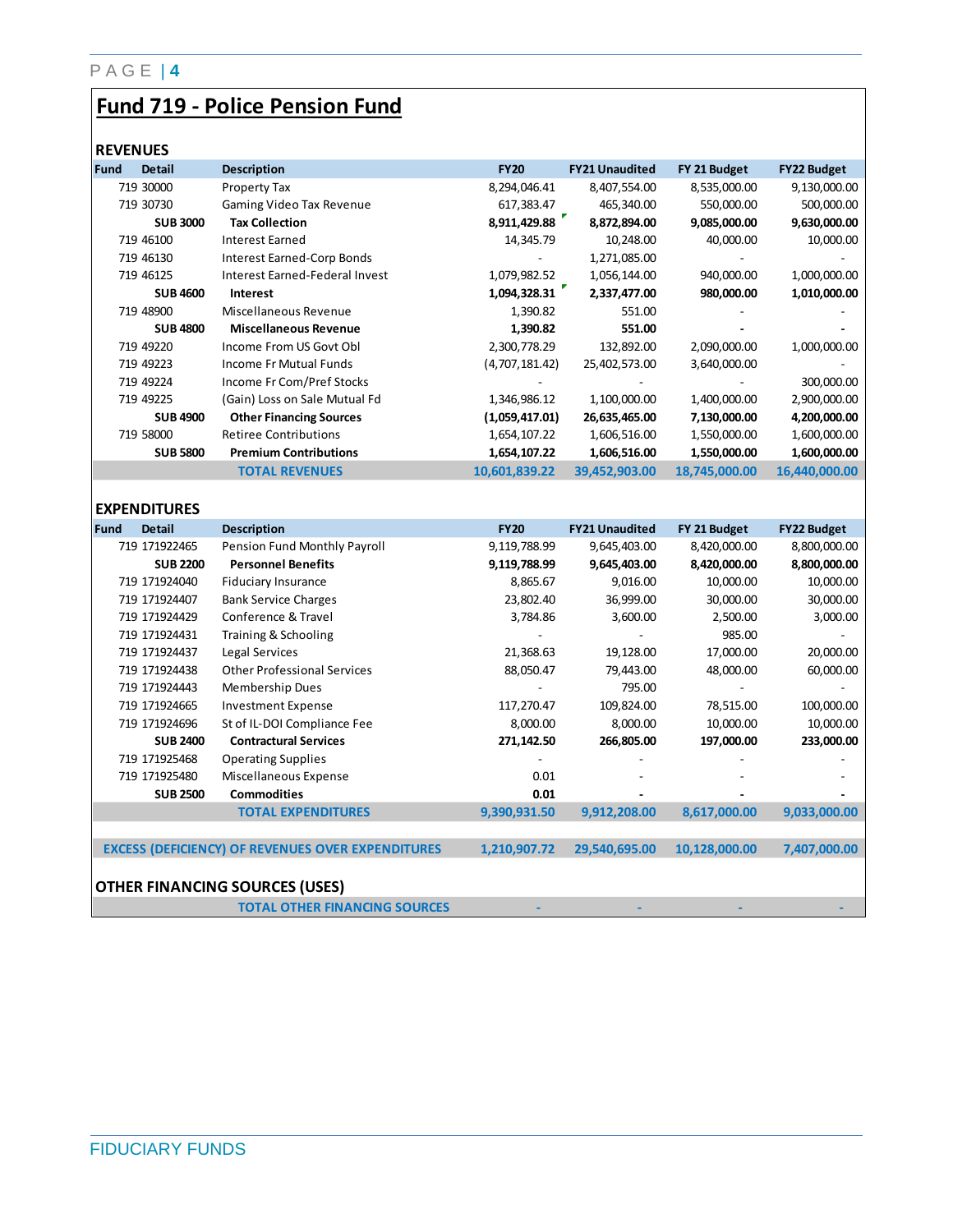# Fund 719 - Police Pension Fund

## REVENUES

| Fund | Detail | Description | FY20 | FY21 Unaudited | FY 21 Budget | FY22 Budget |
|---|---|---|---|---|---|---|
| 719 | 30000 | Property Tax | 8,294,046.41 | 8,407,554.00 | 8,535,000.00 | 9,130,000.00 |
| 719 | 30730 | Gaming Video Tax Revenue | 617,383.47 | 465,340.00 | 550,000.00 | 500,000.00 |
| | **SUB 3000** | **Tax Collection** | **8,911,429.88** | **8,872,894.00** | **9,085,000.00** | **9,630,000.00** |
| 719 | 46100 | Interest Earned | 14,345.79 | 10,248.00 | 40,000.00 | 10,000.00 |
| 719 | 46130 | Interest Earned-Corp Bonds | - | 1,271,085.00 | - | - |
| 719 | 46125 | Interest Earned-Federal Invest | 1,079,982.52 | 1,056,144.00 | 940,000.00 | 1,000,000.00 |
| | **SUB 4600** | **Interest** | **1,094,328.31** | **2,337,477.00** | **980,000.00** | **1,010,000.00** |
| 719 | 48900 | Miscellaneous Revenue | 1,390.82 | 551.00 | - | - |
| | **SUB 4800** | **Miscellaneous Revenue** | **1,390.82** | **551.00** | **-** | **-** |
| 719 | 49220 | Income From US Govt Obl | 2,300,778.29 | 132,892.00 | 2,090,000.00 | 1,000,000.00 |
| 719 | 49223 | Income Fr Mutual Funds | (4,707,181.42) | 25,402,573.00 | 3,640,000.00 | - |
| 719 | 49224 | Income Fr Com/Pref Stocks | - | - | - | 300,000.00 |
| 719 | 49225 | (Gain) Loss on Sale Mutual Fd | 1,346,986.12 | 1,100,000.00 | 1,400,000.00 | 2,900,000.00 |
| | **SUB 4900** | **Other Financing Sources** | **(1,059,417.01)** | **26,635,465.00** | **7,130,000.00** | **4,200,000.00** |
| 719 | 58000 | Retiree Contributions | 1,654,107.22 | 1,606,516.00 | 1,550,000.00 | 1,600,000.00 |
| | **SUB 5800** | **Premium Contributions** | **1,654,107.22** | **1,606,516.00** | **1,550,000.00** | **1,600,000.00** |
| | | **TOTAL REVENUES** | **10,601,839.22** | **39,452,903.00** | **18,745,000.00** | **16,440,000.00** |

## EXPENDITURES

| Fund | Detail | Description | FY20 | FY21 Unaudited | FY 21 Budget | FY22 Budget |
|---|---|---|---|---|---|---|
| 719 | 171922465 | Pension Fund Monthly Payroll | 9,119,788.99 | 9,645,403.00 | 8,420,000.00 | 8,800,000.00 |
| | **SUB 2200** | **Personnel Benefits** | **9,119,788.99** | **9,645,403.00** | **8,420,000.00** | **8,800,000.00** |
| 719 | 171924040 | Fiduciary Insurance | 8,865.67 | 9,016.00 | 10,000.00 | 10,000.00 |
| 719 | 171924407 | Bank Service Charges | 23,802.40 | 36,999.00 | 30,000.00 | 30,000.00 |
| 719 | 171924429 | Conference & Travel | 3,784.86 | 3,600.00 | 2,500.00 | 3,000.00 |
| 719 | 171924431 | Training & Schooling | - | - | 985.00 | - |
| 719 | 171924437 | Legal Services | 21,368.63 | 19,128.00 | 17,000.00 | 20,000.00 |
| 719 | 171924438 | Other Professional Services | 88,050.47 | 79,443.00 | 48,000.00 | 60,000.00 |
| 719 | 171924443 | Membership Dues | - | 795.00 | - | - |
| 719 | 171924665 | Investment Expense | 117,270.47 | 109,824.00 | 78,515.00 | 100,000.00 |
| 719 | 171924696 | St of IL-DOI Compliance Fee | 8,000.00 | 8,000.00 | 10,000.00 | 10,000.00 |
| | **SUB 2400** | **Contractural Services** | **271,142.50** | **266,805.00** | **197,000.00** | **233,000.00** |
| 719 | 171925468 | Operating Supplies | - | - | - | - |
| 719 | 171925480 | Miscellaneous Expense | 0.01 | - | - | - |
| | **SUB 2500** | **Commodities** | **0.01** | **-** | **-** | **-** |
| | | **TOTAL EXPENDITURES** | **9,390,931.50** | **9,912,208.00** | **8,617,000.00** | **9,033,000.00** |
| | | | | | | |
| | | **EXCESS (DEFICIENCY) OF REVENUES OVER EXPENDITURES** | **1,210,907.72** | **29,540,695.00** | **10,128,000.00** | **7,407,000.00** |

## OTHER FINANCING SOURCES (USES)

| | | | FY20 | FY21 Unaudited | FY 21 Budget | FY22 Budget |
|---|---|---|---|---|---|---|
| | | **TOTAL OTHER FINANCING SOURCES** | - | - | - | - |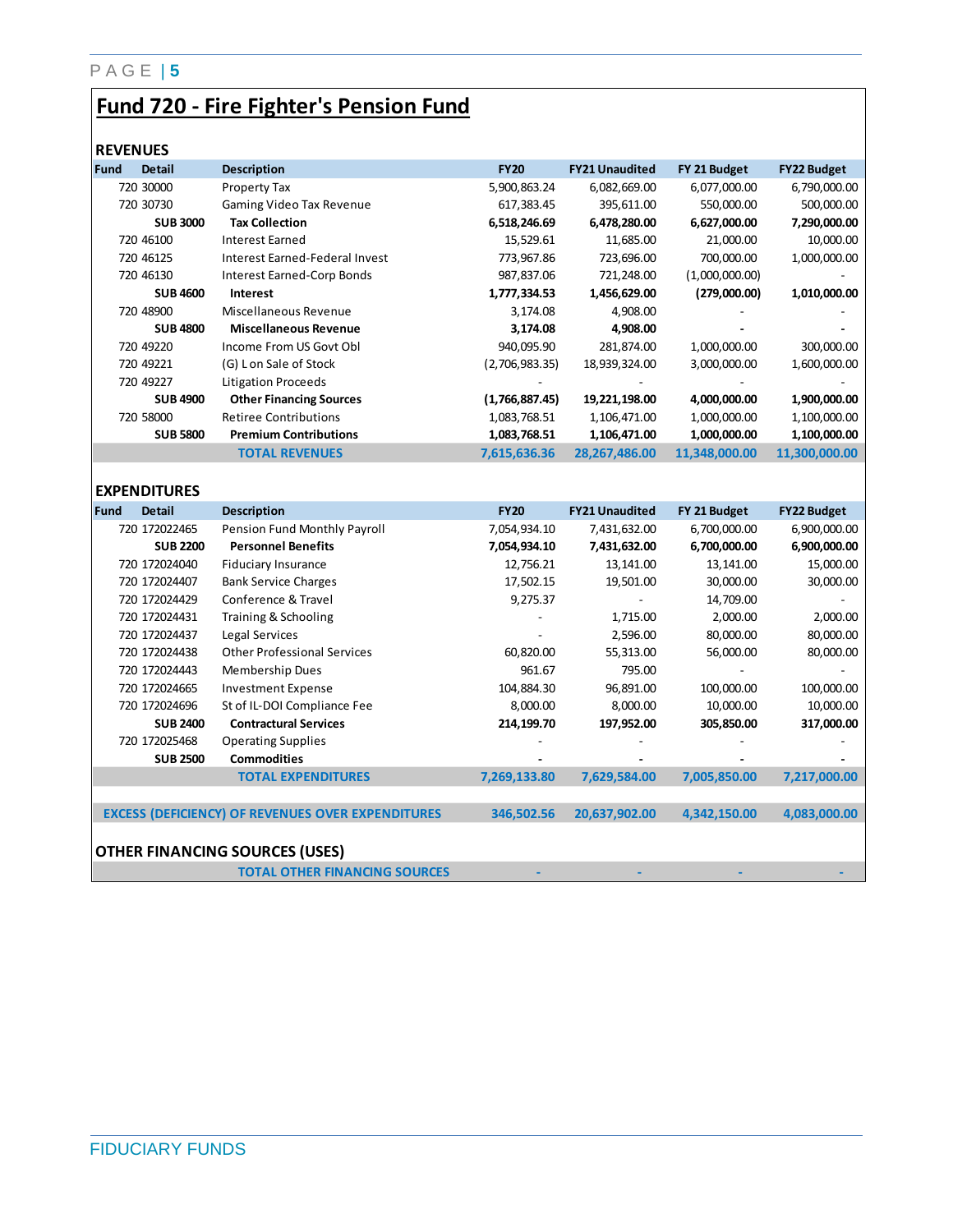# Fund 720 - Fire Fighter's Pension Fund

## REVENUES

| Fund | Detail | Description | FY20 | FY21 Unaudited | FY 21 Budget | FY22 Budget |
|---|---|---|---|---|---|---|
| 720 | 30000 | Property Tax | 5,900,863.24 | 6,082,669.00 | 6,077,000.00 | 6,790,000.00 |
| 720 | 30730 | Gaming Video Tax Revenue | 617,383.45 | 395,611.00 | 550,000.00 | 500,000.00 |
| | **SUB 3000** | **Tax Collection** | **6,518,246.69** | **6,478,280.00** | **6,627,000.00** | **7,290,000.00** |
| 720 | 46100 | Interest Earned | 15,529.61 | 11,685.00 | 21,000.00 | 10,000.00 |
| 720 | 46125 | Interest Earned-Federal Invest | 773,967.86 | 723,696.00 | 700,000.00 | 1,000,000.00 |
| 720 | 46130 | Interest Earned-Corp Bonds | 987,837.06 | 721,248.00 | (1,000,000.00) | - |
| | **SUB 4600** | **Interest** | **1,777,334.53** | **1,456,629.00** | **(279,000.00)** | **1,010,000.00** |
| 720 | 48900 | Miscellaneous Revenue | 3,174.08 | 4,908.00 | - | - |
| | **SUB 4800** | **Miscellaneous Revenue** | **3,174.08** | **4,908.00** | **-** | **-** |
| 720 | 49220 | Income From US Govt Obl | 940,095.90 | 281,874.00 | 1,000,000.00 | 300,000.00 |
| 720 | 49221 | (G) L on Sale of Stock | (2,706,983.35) | 18,939,324.00 | 3,000,000.00 | 1,600,000.00 |
| 720 | 49227 | Litigation Proceeds | - | - | - | - |
| | **SUB 4900** | **Other Financing Sources** | **(1,766,887.45)** | **19,221,198.00** | **4,000,000.00** | **1,900,000.00** |
| 720 | 58000 | Retiree Contributions | 1,083,768.51 | 1,106,471.00 | 1,000,000.00 | 1,100,000.00 |
| | **SUB 5800** | **Premium Contributions** | **1,083,768.51** | **1,106,471.00** | **1,000,000.00** | **1,100,000.00** |
| | | **TOTAL REVENUES** | **7,615,636.36** | **28,267,486.00** | **11,348,000.00** | **11,300,000.00** |

## EXPENDITURES

| Fund | Detail | Description | FY20 | FY21 Unaudited | FY 21 Budget | FY22 Budget |
|---|---|---|---|---|---|---|
| 720 | 172022465 | Pension Fund Monthly Payroll | 7,054,934.10 | 7,431,632.00 | 6,700,000.00 | 6,900,000.00 |
| | **SUB 2200** | **Personnel Benefits** | **7,054,934.10** | **7,431,632.00** | **6,700,000.00** | **6,900,000.00** |
| 720 | 172024040 | Fiduciary Insurance | 12,756.21 | 13,141.00 | 13,141.00 | 15,000.00 |
| 720 | 172024407 | Bank Service Charges | 17,502.15 | 19,501.00 | 30,000.00 | 30,000.00 |
| 720 | 172024429 | Conference & Travel | 9,275.37 | - | 14,709.00 | - |
| 720 | 172024431 | Training & Schooling | - | 1,715.00 | 2,000.00 | 2,000.00 |
| 720 | 172024437 | Legal Services | - | 2,596.00 | 80,000.00 | 80,000.00 |
| 720 | 172024438 | Other Professional Services | 60,820.00 | 55,313.00 | 56,000.00 | 80,000.00 |
| 720 | 172024443 | Membership Dues | 961.67 | 795.00 | - | - |
| 720 | 172024665 | Investment Expense | 104,884.30 | 96,891.00 | 100,000.00 | 100,000.00 |
| 720 | 172024696 | St of IL-DOI Compliance Fee | 8,000.00 | 8,000.00 | 10,000.00 | 10,000.00 |
| | **SUB 2400** | **Contractural Services** | **214,199.70** | **197,952.00** | **305,850.00** | **317,000.00** |
| 720 | 172025468 | Operating Supplies | - | - | - | - |
| | **SUB 2500** | **Commodities** | **-** | **-** | **-** | **-** |
| | | **TOTAL EXPENDITURES** | **7,269,133.80** | **7,629,584.00** | **7,005,850.00** | **7,217,000.00** |
| | | **EXCESS (DEFICIENCY) OF REVENUES OVER EXPENDITURES** | **346,502.56** | **20,637,902.00** | **4,342,150.00** | **4,083,000.00** |

## OTHER FINANCING SOURCES (USES)

| | | | FY20 | FY21 Unaudited | FY 21 Budget | FY22 Budget |
|---|---|---|---|---|---|---|
| | | **TOTAL OTHER FINANCING SOURCES** | **-** | **-** | **-** | **-** |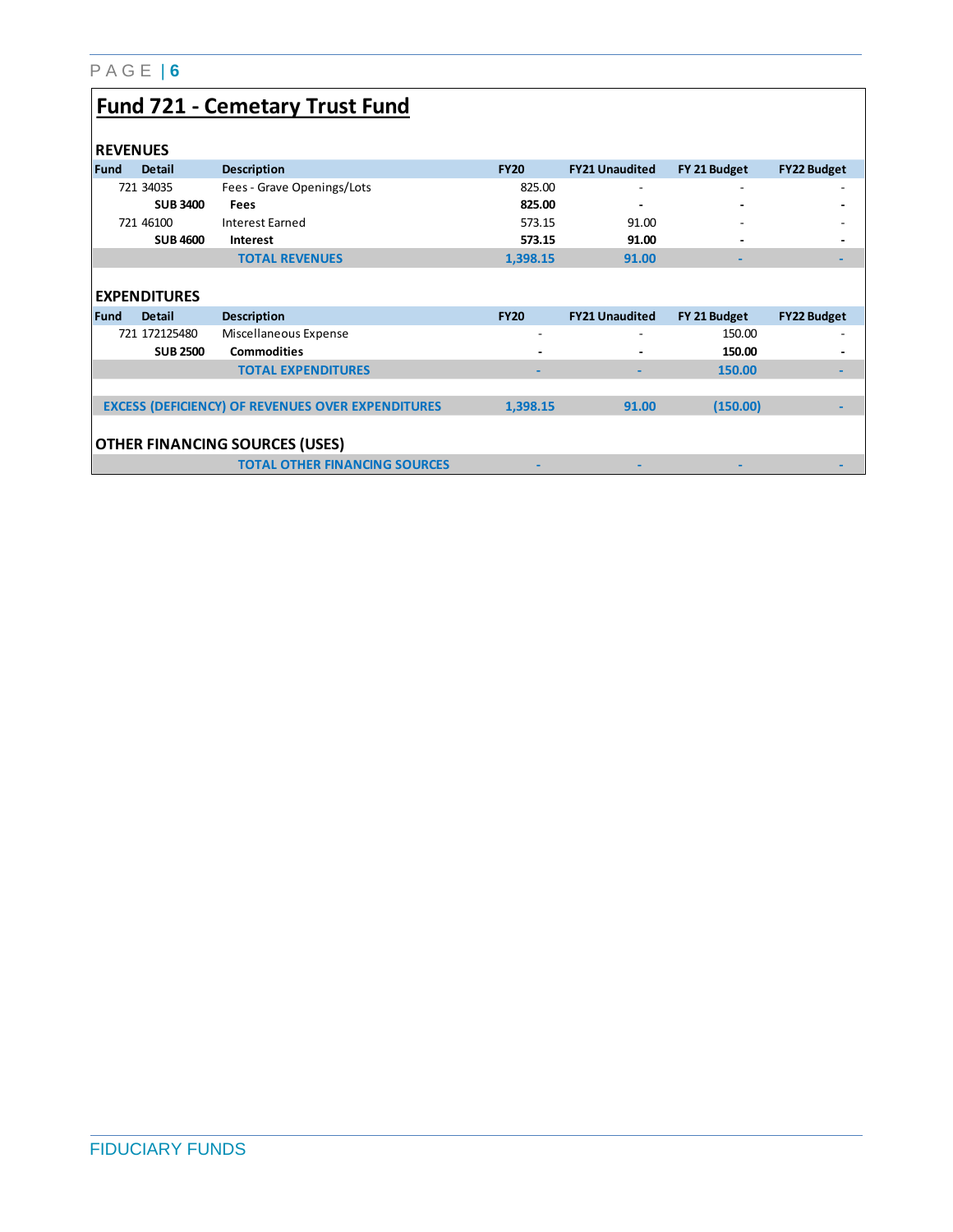# Fund 721 - Cemetary Trust Fund

## REVENUES

| Fund | Detail | Description | FY20 | FY21 Unaudited | FY 21 Budget | FY22 Budget |
|---|---|---|---|---|---|---|
| 721 | 34035 | Fees - Grave Openings/Lots | 825.00 | - | - | - |
| | **SUB 3400** | **Fees** | **825.00** | **-** | **-** | **-** |
| 721 | 46100 | Interest Earned | 573.15 | 91.00 | - | - |
| | **SUB 4600** | **Interest** | **573.15** | **91.00** | **-** | **-** |
| | | **TOTAL REVENUES** | **1,398.15** | **91.00** | **-** | **-** |

## EXPENDITURES

| Fund | Detail | Description | FY20 | FY21 Unaudited | FY 21 Budget | FY22 Budget |
|---|---|---|---|---|---|---|
| 721 | 172125480 | Miscellaneous Expense | - | - | 150.00 | - |
| | **SUB 2500** | **Commodities** | **-** | **-** | **150.00** | **-** |
| | | **TOTAL EXPENDITURES** | **-** | **-** | **150.00** | **-** |

| | FY20 | FY21 Unaudited | FY 21 Budget | FY22 Budget |
|---|---|---|---|---|
| **EXCESS (DEFICIENCY) OF REVENUES OVER EXPENDITURES** | **1,398.15** | **91.00** | **(150.00)** | **-** |

## OTHER FINANCING SOURCES (USES)

| | FY20 | FY21 Unaudited | FY 21 Budget | FY22 Budget |
|---|---|---|---|---|
| **TOTAL OTHER FINANCING SOURCES** | **-** | **-** | **-** | **-** |